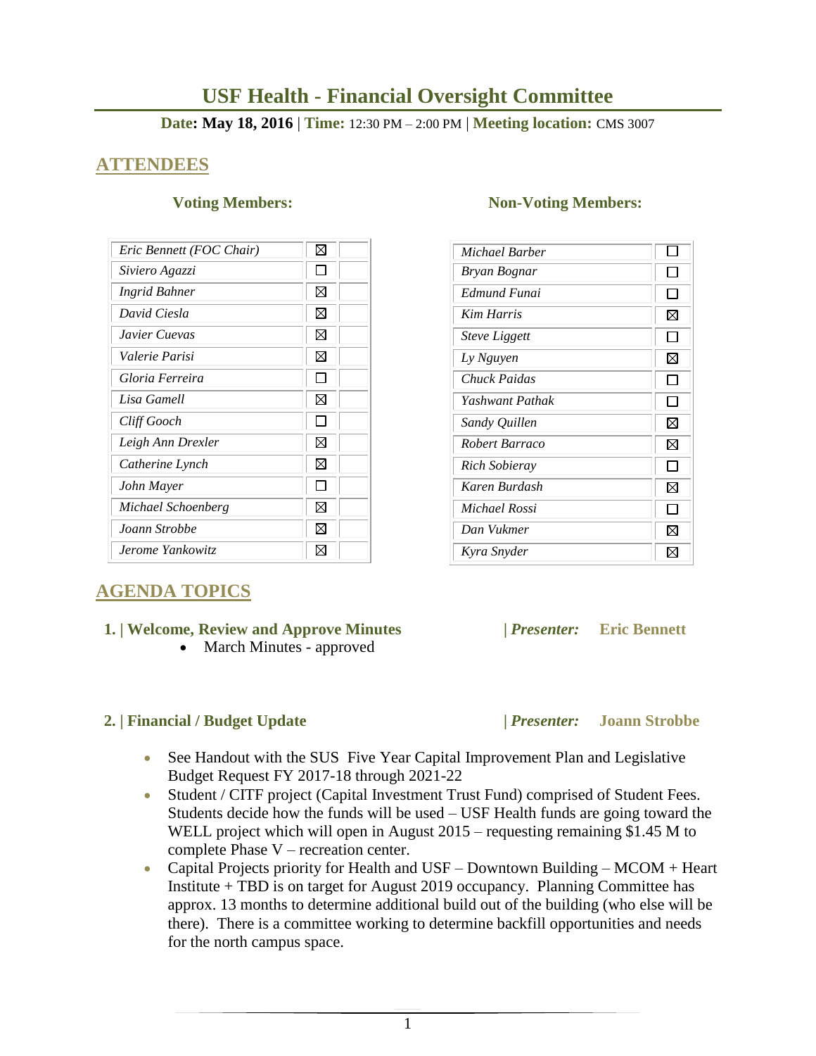# USF Health - Financial Oversight Committee

**Date: May 18, 2016** | **Time:** 12:30 PM – 2:00 PM | **Meeting location:** CMS 3007

## ATTENDEES

### Voting Members:

| *Eric Bennett (FOC Chair)* | ☒ | |
|---|---|---|
| *Siviero Agazzi* | ☐ | |
| *Ingrid Bahner* | ☒ | |
| *David Ciesla* | ☒ | |
| *Javier Cuevas* | ☒ | |
| *Valerie Parisi* | ☒ | |
| *Gloria Ferreira* | ☐ | |
| *Lisa Gamell* | ☒ | |
| *Cliff Gooch* | ☐ | |
| *Leigh Ann Drexler* | ☒ | |
| *Catherine Lynch* | ☒ | |
| *John Mayer* | ☐ | |
| *Michael Schoenberg* | ☒ | |
| *Joann Strobbe* | ☒ | |
| *Jerome Yankowitz* | ☒ | |

### Non-Voting Members:

| *Michael Barber* | ☐ |
|---|---|
| *Bryan Bognar* | ☐ |
| *Edmund Funai* | ☐ |
| *Kim Harris* | ☒ |
| *Steve Liggett* | ☐ |
| *Ly Nguyen* | ☒ |
| *Chuck Paidas* | ☐ |
| *Yashwant Pathak* | ☐ |
| *Sandy Quillen* | ☒ |
| *Robert Barraco* | ☒ |
| *Rich Sobieray* | ☐ |
| *Karen Burdash* | ☒ |
| *Michael Rossi* | ☐ |
| *Dan Vukmer* | ☒ |
| *Kyra Snyder* | ☒ |

## AGENDA TOPICS

### 1. | Welcome, Review and Approve Minutes | *Presenter:* Eric Bennett

- March Minutes - approved

### 2. | Financial / Budget Update | *Presenter:* Joann Strobbe

- See Handout with the SUS Five Year Capital Improvement Plan and Legislative Budget Request FY 2017-18 through 2021-22
- Student / CITF project (Capital Investment Trust Fund) comprised of Student Fees. Students decide how the funds will be used – USF Health funds are going toward the WELL project which will open in August 2015 – requesting remaining $1.45 M to complete Phase V – recreation center.
- Capital Projects priority for Health and USF – Downtown Building – MCOM + Heart Institute + TBD is on target for August 2019 occupancy. Planning Committee has approx. 13 months to determine additional build out of the building (who else will be there). There is a committee working to determine backfill opportunities and needs for the north campus space.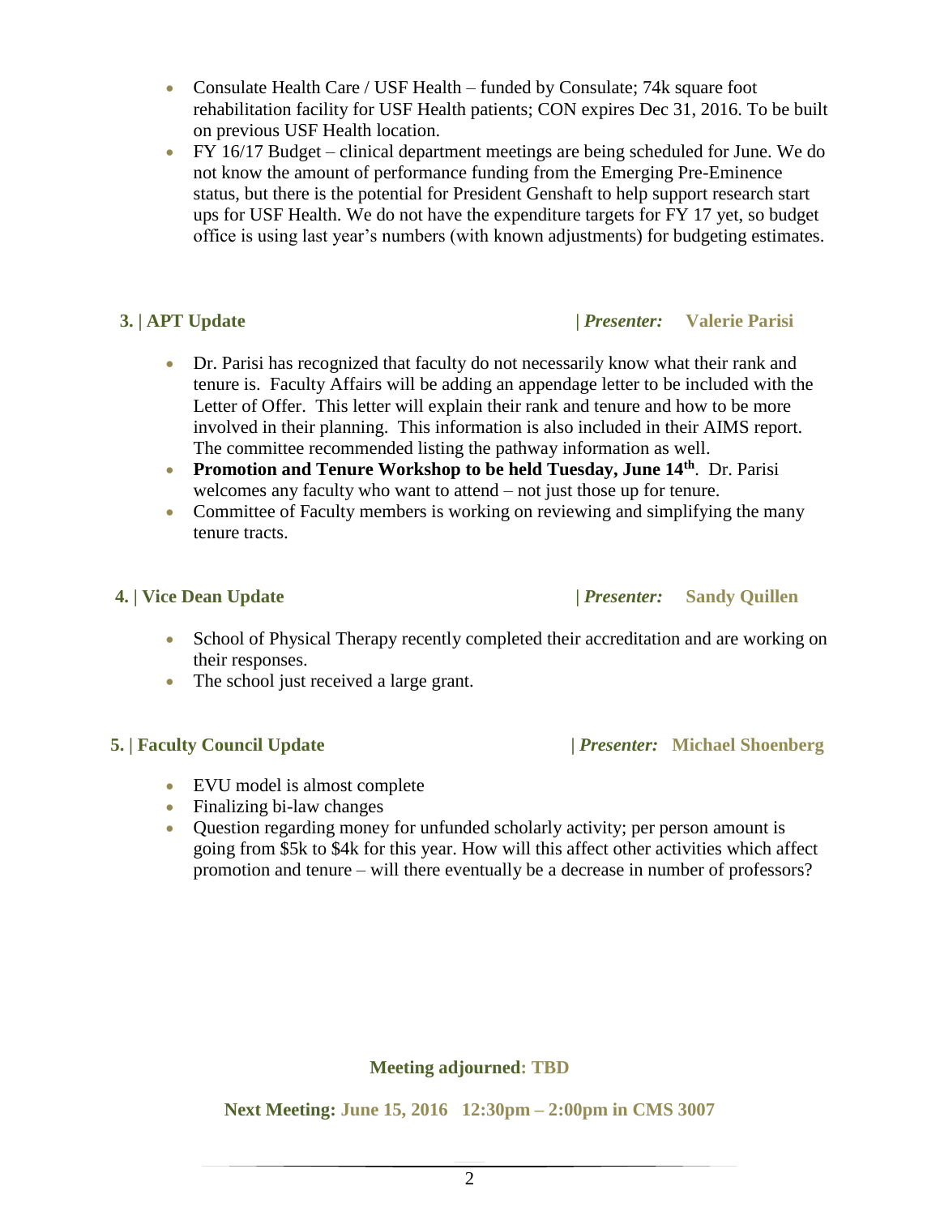- Consulate Health Care / USF Health – funded by Consulate; 74k square foot rehabilitation facility for USF Health patients; CON expires Dec 31, 2016. To be built on previous USF Health location.
- FY 16/17 Budget – clinical department meetings are being scheduled for June. We do not know the amount of performance funding from the Emerging Pre-Eminence status, but there is the potential for President Genshaft to help support research start ups for USF Health. We do not have the expenditure targets for FY 17 yet, so budget office is using last year's numbers (with known adjustments) for budgeting estimates.

### 3. | APT Update | *Presenter:* Valerie Parisi

- Dr. Parisi has recognized that faculty do not necessarily know what their rank and tenure is. Faculty Affairs will be adding an appendage letter to be included with the Letter of Offer. This letter will explain their rank and tenure and how to be more involved in their planning. This information is also included in their AIMS report. The committee recommended listing the pathway information as well.
- **Promotion and Tenure Workshop to be held Tuesday, June 14th**. Dr. Parisi welcomes any faculty who want to attend – not just those up for tenure.
- Committee of Faculty members is working on reviewing and simplifying the many tenure tracts.

### 4. | Vice Dean Update | *Presenter:* Sandy Quillen

- School of Physical Therapy recently completed their accreditation and are working on their responses.
- The school just received a large grant.

### 5. | Faculty Council Update | *Presenter:* Michael Shoenberg

- EVU model is almost complete
- Finalizing bi-law changes
- Question regarding money for unfunded scholarly activity; per person amount is going from $5k to $4k for this year. How will this affect other activities which affect promotion and tenure – will there eventually be a decrease in number of professors?

**Meeting adjourned: TBD**

**Next Meeting: June 15, 2016 12:30pm – 2:00pm in CMS 3007**